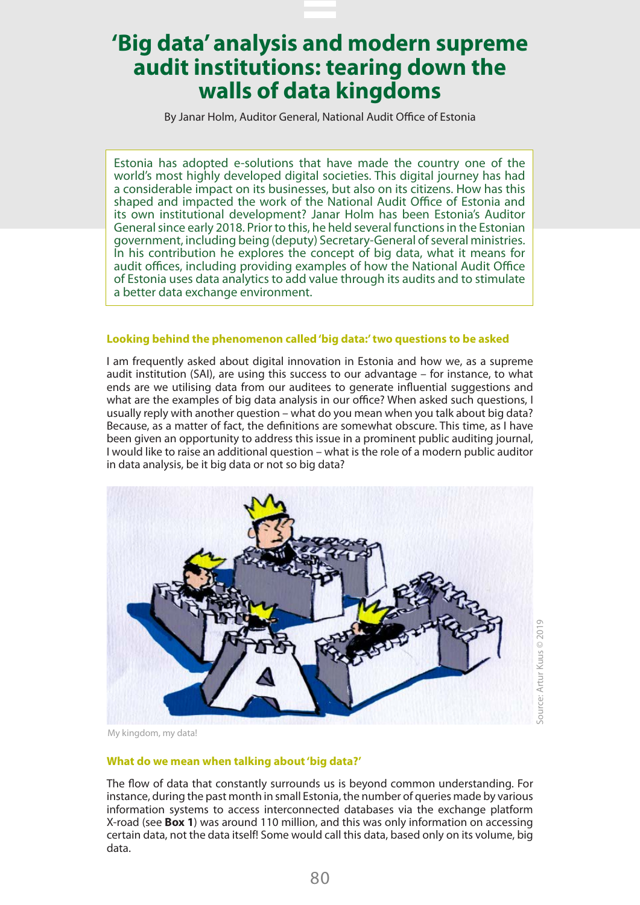# 'Big data' analysis and modern supreme audit institutions: tearing down the walls of data kingdoms

By Janar Holm, Auditor General, National Audit Office of Estonia

Estonia has adopted e-solutions that have made the country one of the world's most highly developed digital societies. This digital journey has had a considerable impact on its businesses, but also on its citizens. How has this shaped and impacted the work of the National Audit Office of Estonia and its own institutional development? Janar Holm has been Estonia's Auditor General since early 2018. Prior to this, he held several functions in the Estonian government, including being (deputy) Secretary-General of several ministries. In his contribution he explores the concept of big data, what it means for audit offices, including providing examples of how the National Audit Office of Estonia uses data analytics to add value through its audits and to stimulate a better data exchange environment.

### Looking behind the phenomenon called 'big data:' two questions to be asked

I am frequently asked about digital innovation in Estonia and how we, as a supreme audit institution (SAI), are using this success to our advantage – for instance, to what ends are we utilising data from our auditees to generate influential suggestions and what are the examples of big data analysis in our office? When asked such questions, I usually reply with another question – what do you mean when you talk about big data? Because, as a matter of fact, the definitions are somewhat obscure. This time, as I have been given an opportunity to address this issue in a prominent public auditing journal, I would like to raise an additional question – what is the role of a modern public auditor in data analysis, be it big data or not so big data?

My kingdom, my data!

Source: Artur Kuus © 2019

### What do we mean when talking about 'big data?'

The flow of data that constantly surrounds us is beyond common understanding. For instance, during the past month in small Estonia, the number of queries made by various information systems to access interconnected databases via the exchange platform X-road (see **Box 1**) was around 110 million, and this was only information on accessing certain data, not the data itself! Some would call this data, based only on its volume, big data.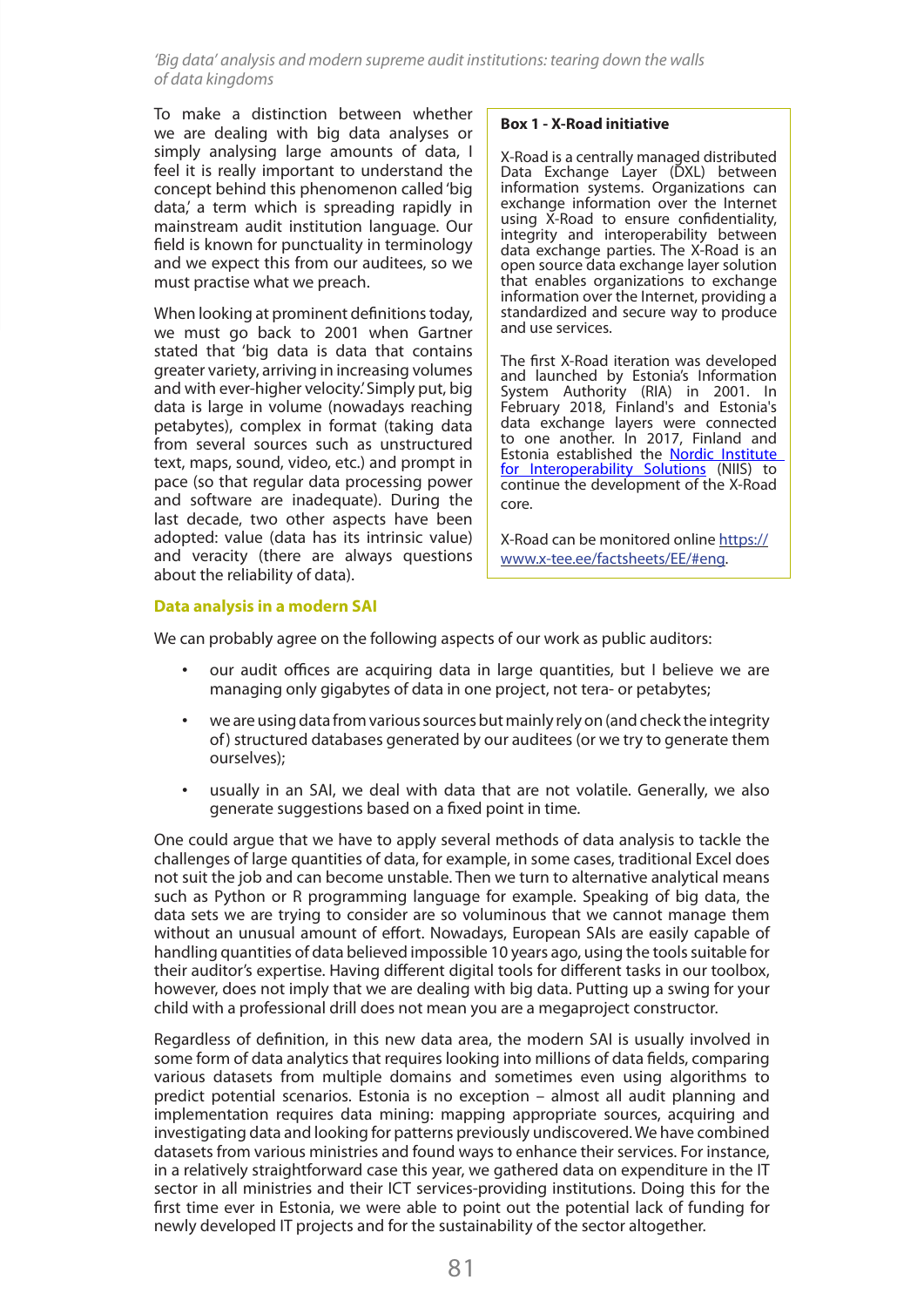To make a distinction between whether we are dealing with big data analyses or simply analysing large amounts of data, I feel it is really important to understand the concept behind this phenomenon called 'big data,' a term which is spreading rapidly in mainstream audit institution language. Our field is known for punctuality in terminology and we expect this from our auditees, so we must practise what we preach.

When looking at prominent definitions today, we must go back to 2001 when Gartner stated that 'big data is data that contains greater variety, arriving in increasing volumes and with ever-higher velocity.' Simply put, big data is large in volume (nowadays reaching petabytes), complex in format (taking data from several sources such as unstructured text, maps, sound, video, etc.) and prompt in pace (so that regular data processing power and software are inadequate). During the last decade, two other aspects have been adopted: value (data has its intrinsic value) and veracity (there are always questions about the reliability of data).

> **Box 1 - X-Road initiative**
>
> X-Road is a centrally managed distributed Data Exchange Layer (DXL) between information systems. Organizations can exchange information over the Internet using X-Road to ensure confidentiality, integrity and interoperability between data exchange parties. The X-Road is an open source data exchange layer solution that enables organizations to exchange information over the Internet, providing a standardized and secure way to produce and use services.
>
> The first X-Road iteration was developed and launched by Estonia's Information System Authority (RIA) in 2001. In February 2018, Finland's and Estonia's data exchange layers were connected to one another. In 2017, Finland and Estonia established the [Nordic Institute for Interoperability Solutions](#) (NIIS) to continue the development of the X-Road core.
>
> X-Road can be monitored online [https://www.x-tee.ee/factsheets/EE/#eng](https://www.x-tee.ee/factsheets/EE/#eng).

### Data analysis in a modern SAI

We can probably agree on the following aspects of our work as public auditors:

- our audit offices are acquiring data in large quantities, but I believe we are managing only gigabytes of data in one project, not tera- or petabytes;
- we are using data from various sources but mainly rely on (and check the integrity of) structured databases generated by our auditees (or we try to generate them ourselves);
- usually in an SAI, we deal with data that are not volatile. Generally, we also generate suggestions based on a fixed point in time.

One could argue that we have to apply several methods of data analysis to tackle the challenges of large quantities of data, for example, in some cases, traditional Excel does not suit the job and can become unstable. Then we turn to alternative analytical means such as Python or R programming language for example. Speaking of big data, the data sets we are trying to consider are so voluminous that we cannot manage them without an unusual amount of effort. Nowadays, European SAIs are easily capable of handling quantities of data believed impossible 10 years ago, using the tools suitable for their auditor's expertise. Having different digital tools for different tasks in our toolbox, however, does not imply that we are dealing with big data. Putting up a swing for your child with a professional drill does not mean you are a megaproject constructor.

Regardless of definition, in this new data area, the modern SAI is usually involved in some form of data analytics that requires looking into millions of data fields, comparing various datasets from multiple domains and sometimes even using algorithms to predict potential scenarios. Estonia is no exception – almost all audit planning and implementation requires data mining: mapping appropriate sources, acquiring and investigating data and looking for patterns previously undiscovered. We have combined datasets from various ministries and found ways to enhance their services. For instance, in a relatively straightforward case this year, we gathered data on expenditure in the IT sector in all ministries and their ICT services-providing institutions. Doing this for the first time ever in Estonia, we were able to point out the potential lack of funding for newly developed IT projects and for the sustainability of the sector altogether.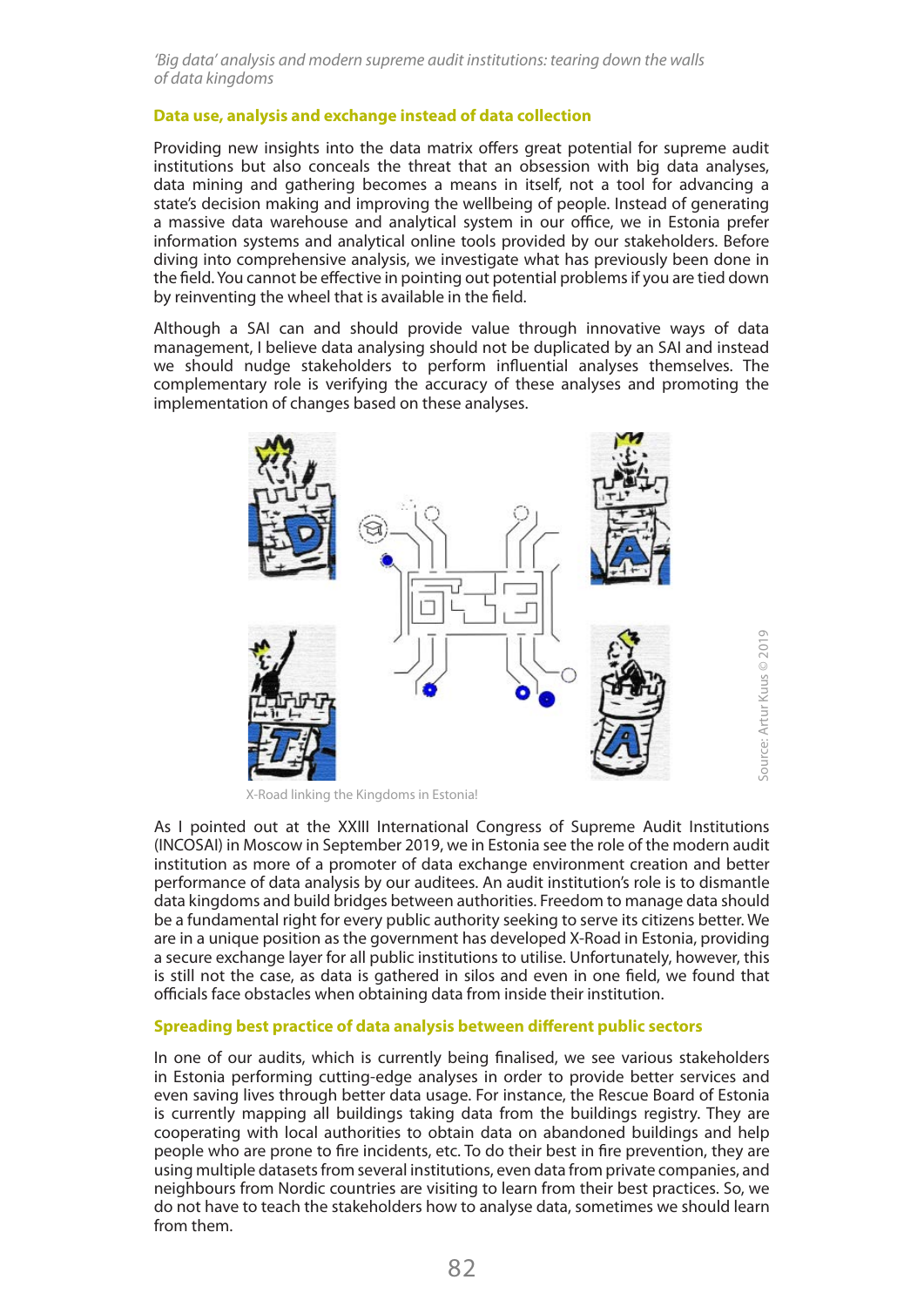## Data use, analysis and exchange instead of data collection

Providing new insights into the data matrix offers great potential for supreme audit institutions but also conceals the threat that an obsession with big data analyses, data mining and gathering becomes a means in itself, not a tool for advancing a state's decision making and improving the wellbeing of people. Instead of generating a massive data warehouse and analytical system in our office, we in Estonia prefer information systems and analytical online tools provided by our stakeholders. Before diving into comprehensive analysis, we investigate what has previously been done in the field. You cannot be effective in pointing out potential problems if you are tied down by reinventing the wheel that is available in the field.

Although a SAI can and should provide value through innovative ways of data management, I believe data analysing should not be duplicated by an SAI and instead we should nudge stakeholders to perform influential analyses themselves. The complementary role is verifying the accuracy of these analyses and promoting the implementation of changes based on these analyses.

X-Road linking the Kingdoms in Estonia!

Source: Artur Kuus © 2019

As I pointed out at the XXIII International Congress of Supreme Audit Institutions (INCOSAI) in Moscow in September 2019, we in Estonia see the role of the modern audit institution as more of a promoter of data exchange environment creation and better performance of data analysis by our auditees. An audit institution's role is to dismantle data kingdoms and build bridges between authorities. Freedom to manage data should be a fundamental right for every public authority seeking to serve its citizens better. We are in a unique position as the government has developed X-Road in Estonia, providing a secure exchange layer for all public institutions to utilise. Unfortunately, however, this is still not the case, as data is gathered in silos and even in one field, we found that officials face obstacles when obtaining data from inside their institution.

## Spreading best practice of data analysis between different public sectors

In one of our audits, which is currently being finalised, we see various stakeholders in Estonia performing cutting-edge analyses in order to provide better services and even saving lives through better data usage. For instance, the Rescue Board of Estonia is currently mapping all buildings taking data from the buildings registry. They are cooperating with local authorities to obtain data on abandoned buildings and help people who are prone to fire incidents, etc. To do their best in fire prevention, they are using multiple datasets from several institutions, even data from private companies, and neighbours from Nordic countries are visiting to learn from their best practices. So, we do not have to teach the stakeholders how to analyse data, sometimes we should learn from them.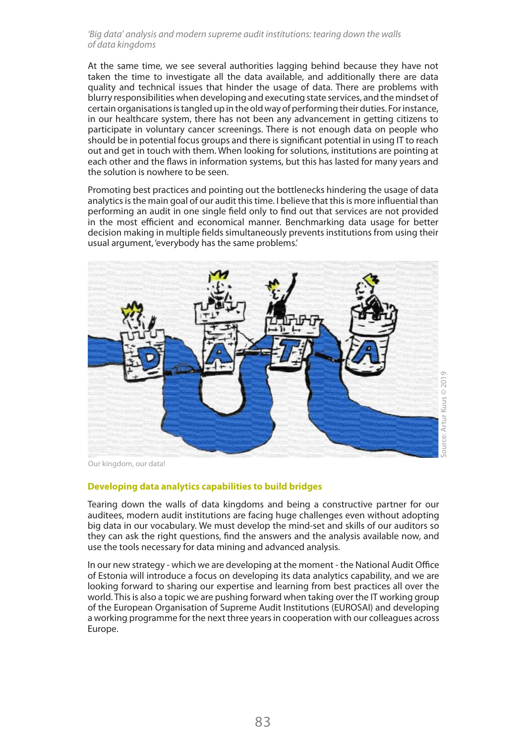At the same time, we see several authorities lagging behind because they have not taken the time to investigate all the data available, and additionally there are data quality and technical issues that hinder the usage of data. There are problems with blurry responsibilities when developing and executing state services, and the mindset of certain organisations is tangled up in the old way of performing their duties. For instance, in our healthcare system, there has not been any advancement in getting citizens to participate in voluntary cancer screenings. There is not enough data on people who should be in potential focus groups and there is significant potential in using IT to reach out and get in touch with them. When looking for solutions, institutions are pointing at each other and the flaws in information systems, but this has lasted for many years and the solution is nowhere to be seen.

Promoting best practices and pointing out the bottlenecks hindering the usage of data analytics is the main goal of our audit this time. I believe that this is more influential than performing an audit in one single field only to find out that services are not provided in the most efficient and economical manner. Benchmarking data usage for better decision making in multiple fields simultaneously prevents institutions from using their usual argument, 'everybody has the same problems.'

Source: Artur Kuus © 2019

Our kingdom, our data!

### Developing data analytics capabilities to build bridges

Tearing down the walls of data kingdoms and being a constructive partner for our auditees, modern audit institutions are facing huge challenges even without adopting big data in our vocabulary. We must develop the mind-set and skills of our auditors so they can ask the right questions, find the answers and the analysis available now, and use the tools necessary for data mining and advanced analysis.

In our new strategy - which we are developing at the moment - the National Audit Office of Estonia will introduce a focus on developing its data analytics capability, and we are looking forward to sharing our expertise and learning from best practices all over the world. This is also a topic we are pushing forward when taking over the IT working group of the European Organisation of Supreme Audit Institutions (EUROSAI) and developing a working programme for the next three years in cooperation with our colleagues across Europe.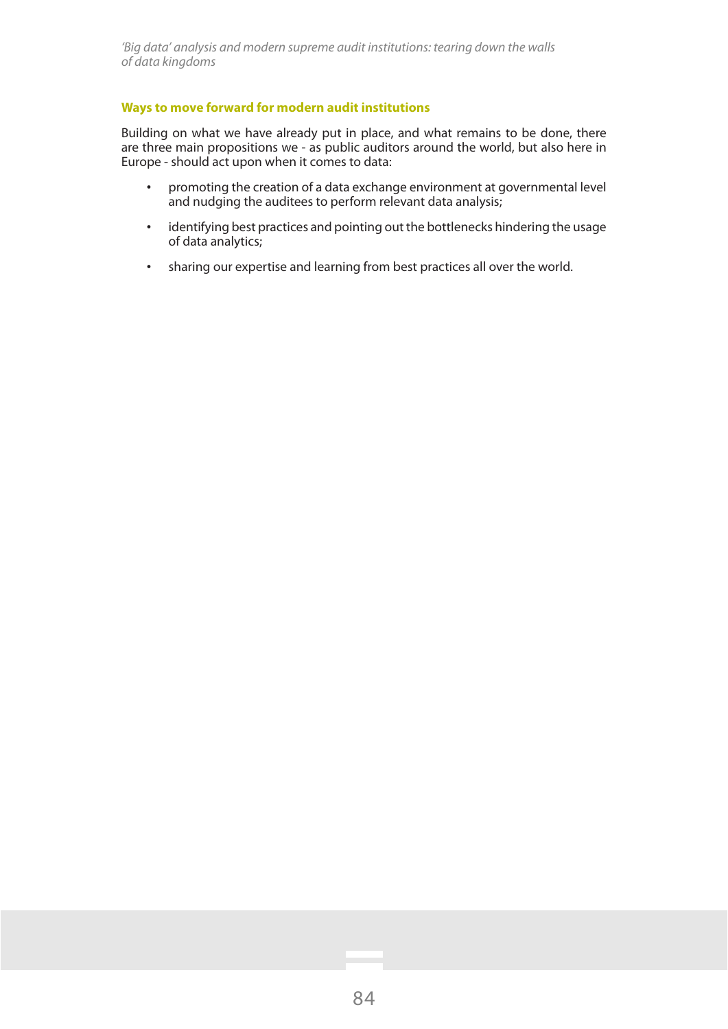### Ways to move forward for modern audit institutions

Building on what we have already put in place, and what remains to be done, there are three main propositions we - as public auditors around the world, but also here in Europe - should act upon when it comes to data:

- promoting the creation of a data exchange environment at governmental level and nudging the auditees to perform relevant data analysis;
- identifying best practices and pointing out the bottlenecks hindering the usage of data analytics;
- sharing our expertise and learning from best practices all over the world.